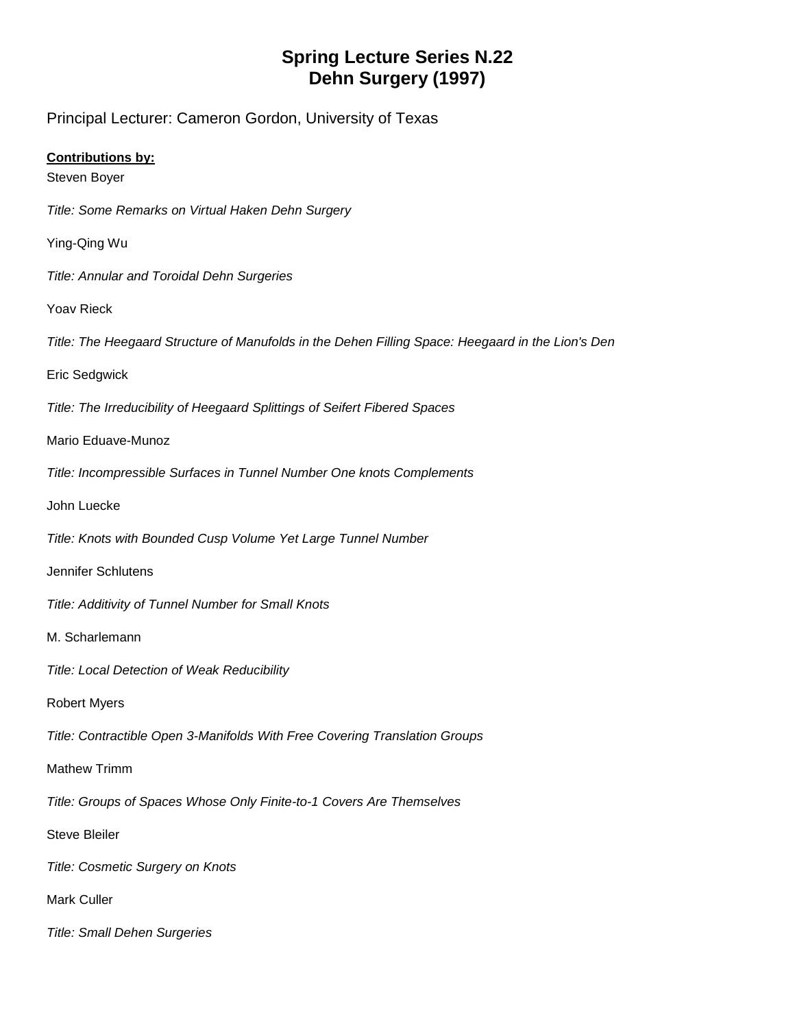# Spring Lecture Series N.22
# Dehn Surgery (1997)

Principal Lecturer: Cameron Gordon, University of Texas

**Contributions by:**

Steven Boyer

*Title: Some Remarks on Virtual Haken Dehn Surgery*

Ying-Qing Wu

*Title: Annular and Toroidal Dehn Surgeries*

Yoav Rieck

*Title: The Heegaard Structure of Manufolds in the Dehen Filling Space: Heegaard in the Lion's Den*

Eric Sedgwick

*Title: The Irreducibility of Heegaard Splittings of Seifert Fibered Spaces*

Mario Eduave-Munoz

*Title: Incompressible Surfaces in Tunnel Number One knots Complements*

John Luecke

*Title: Knots with Bounded Cusp Volume Yet Large Tunnel Number*

Jennifer Schlutens

*Title: Additivity of Tunnel Number for Small Knots*

M. Scharlemann

*Title: Local Detection of Weak Reducibility*

Robert Myers

*Title: Contractible Open 3-Manifolds With Free Covering Translation Groups*

Mathew Trimm

*Title: Groups of Spaces Whose Only Finite-to-1 Covers Are Themselves*

Steve Bleiler

*Title: Cosmetic Surgery on Knots*

Mark Culler

*Title: Small Dehen Surgeries*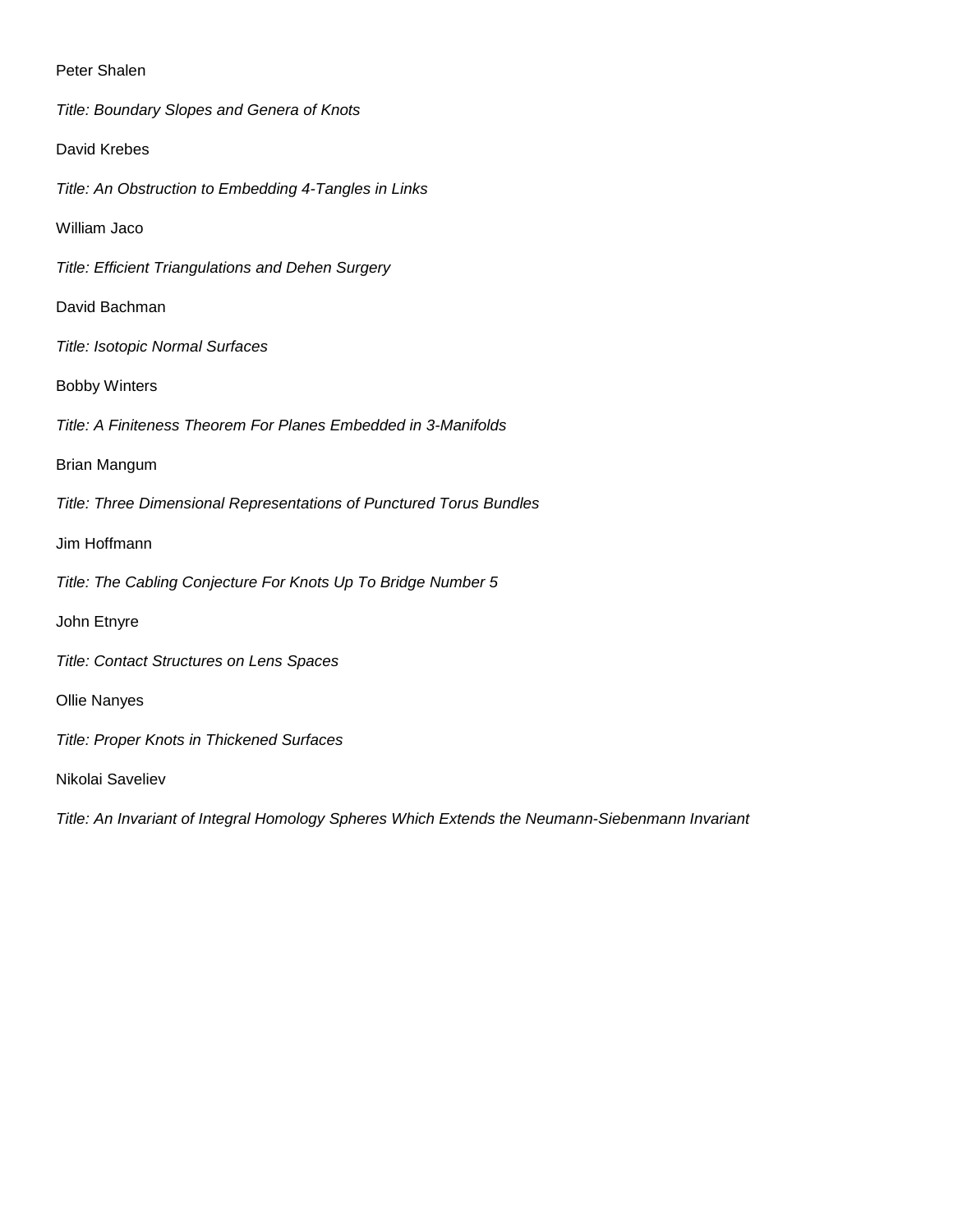Peter Shalen

*Title: Boundary Slopes and Genera of Knots*

David Krebes

*Title: An Obstruction to Embedding 4-Tangles in Links*

William Jaco

*Title: Efficient Triangulations and Dehen Surgery*

David Bachman

*Title: Isotopic Normal Surfaces*

Bobby Winters

*Title: A Finiteness Theorem For Planes Embedded in 3-Manifolds*

Brian Mangum

*Title: Three Dimensional Representations of Punctured Torus Bundles*

Jim Hoffmann

*Title: The Cabling Conjecture For Knots Up To Bridge Number 5*

John Etnyre

*Title: Contact Structures on Lens Spaces*

Ollie Nanyes

*Title: Proper Knots in Thickened Surfaces*

Nikolai Saveliev

*Title: An Invariant of Integral Homology Spheres Which Extends the Neumann-Siebenmann Invariant*